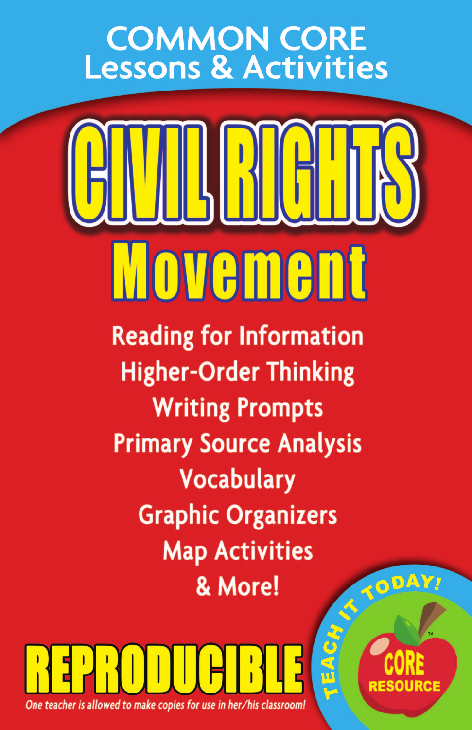# COMMON CORE Lessons & Activities

# CIVIL RIGHTS Movement

Reading for Information
Higher-Order Thinking
Writing Prompts
Primary Source Analysis
Vocabulary
Graphic Organizers
Map Activities
& More!

**REPRODUCIBLE**

*One teacher is allowed to make copies for use in her/his classroom!*

TEACH IT TODAY!

CORE RESOURCE™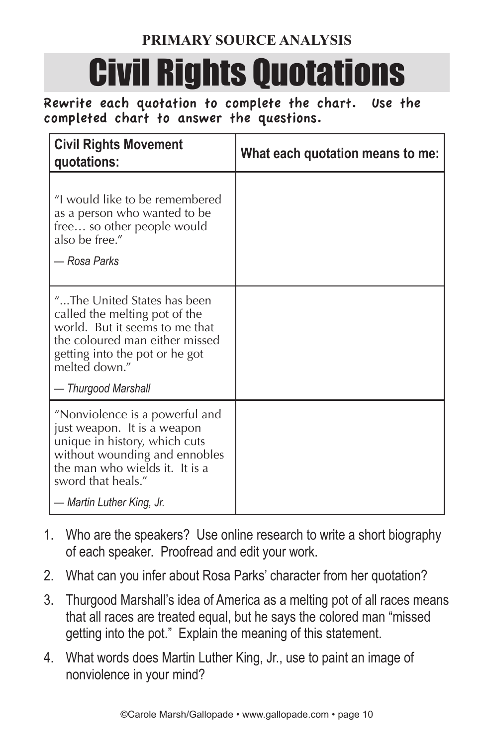**PRIMARY SOURCE ANALYSIS**

# Civil Rights Quotations

**Rewrite each quotation to complete the chart. Use the completed chart to answer the questions.**

| Civil Rights Movement quotations: | What each quotation means to me: |
|---|---|
| "I would like to be remembered as a person who wanted to be free… so other people would also be free." *— Rosa Parks* | |
| "...The United States has been called the melting pot of the world. But it seems to me that the coloured man either missed getting into the pot or he got melted down." *— Thurgood Marshall* | |
| "Nonviolence is a powerful and just weapon. It is a weapon unique in history, which cuts without wounding and ennobles the man who wields it. It is a sword that heals." *— Martin Luther King, Jr.* | |

1. Who are the speakers? Use online research to write a short biography of each speaker. Proofread and edit your work.
2. What can you infer about Rosa Parks' character from her quotation?
3. Thurgood Marshall's idea of America as a melting pot of all races means that all races are treated equal, but he says the colored man "missed getting into the pot." Explain the meaning of this statement.
4. What words does Martin Luther King, Jr., use to paint an image of nonviolence in your mind?

©Carole Marsh/Gallopade • www.gallopade.com